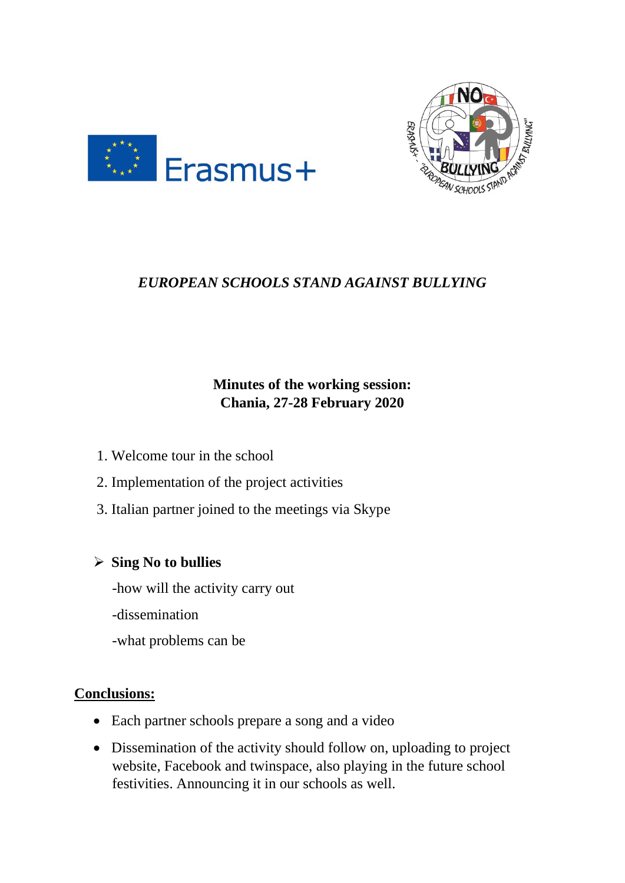*EUROPEAN SCHOOLS STAND AGAINST BULLYING*

**Minutes of the working session:**
**Chania, 27-28 February 2020**

1. Welcome tour in the school
2. Implementation of the project activities
3. Italian partner joined to the meetings via Skype

- **Sing No to bullies**

  -how will the activity carry out

  -dissemination

  -what problems can be

**Conclusions:**

- Each partner schools prepare a song and a video
- Dissemination of the activity should follow on, uploading to project website, Facebook and twinspace, also playing in the future school festivities. Announcing it in our schools as well.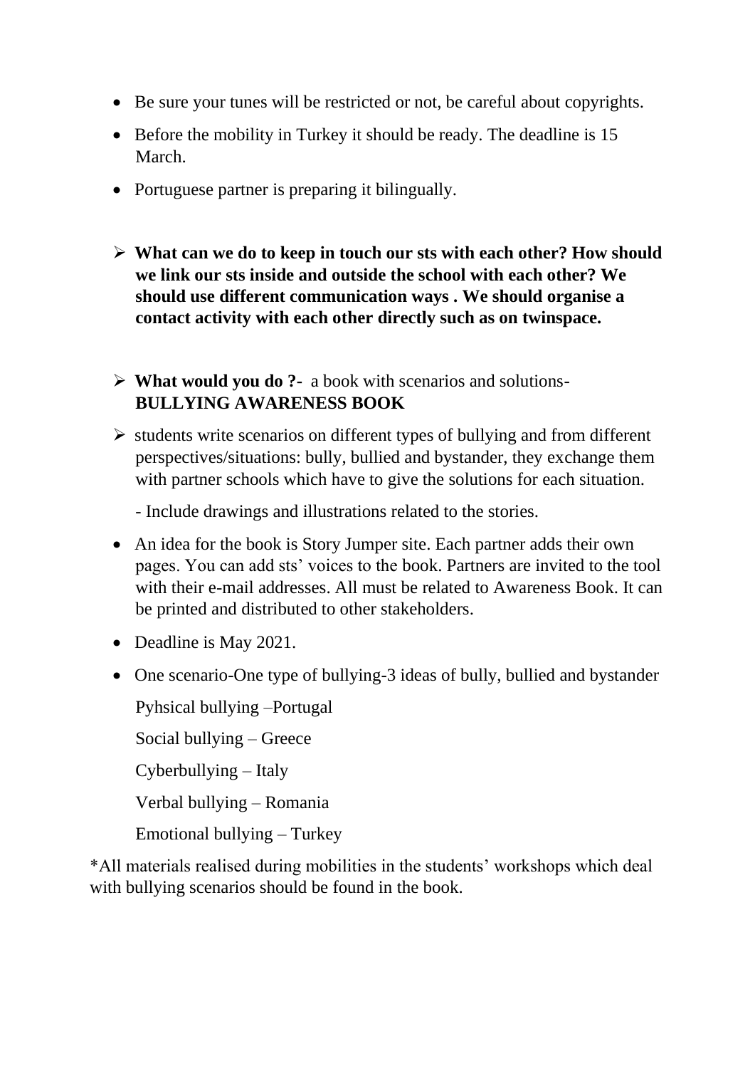- Be sure your tunes will be restricted or not, be careful about copyrights.
- Before the mobility in Turkey it should be ready. The deadline is 15 March.
- Portuguese partner is preparing it bilingually.

- **What can we do to keep in touch our sts with each other? How should we link our sts inside and outside the school with each other? We should use different communication ways . We should organise a contact activity with each other directly such as on twinspace.**

- **What would you do ?-** a book with scenarios and solutions- **BULLYING AWARENESS BOOK**
- students write scenarios on different types of bullying and from different perspectives/situations: bully, bullied and bystander, they exchange them with partner schools which have to give the solutions for each situation.

  - Include drawings and illustrations related to the stories.

- An idea for the book is Story Jumper site. Each partner adds their own pages. You can add sts' voices to the book. Partners are invited to the tool with their e-mail addresses. All must be related to Awareness Book. It can be printed and distributed to other stakeholders.
- Deadline is May 2021.
- One scenario-One type of bullying-3 ideas of bully, bullied and bystander

  Pyhsical bullying –Portugal

  Social bullying – Greece

  Cyberbullying – Italy

  Verbal bullying – Romania

  Emotional bullying – Turkey

*All materials realised during mobilities in the students' workshops which deal with bullying scenarios should be found in the book.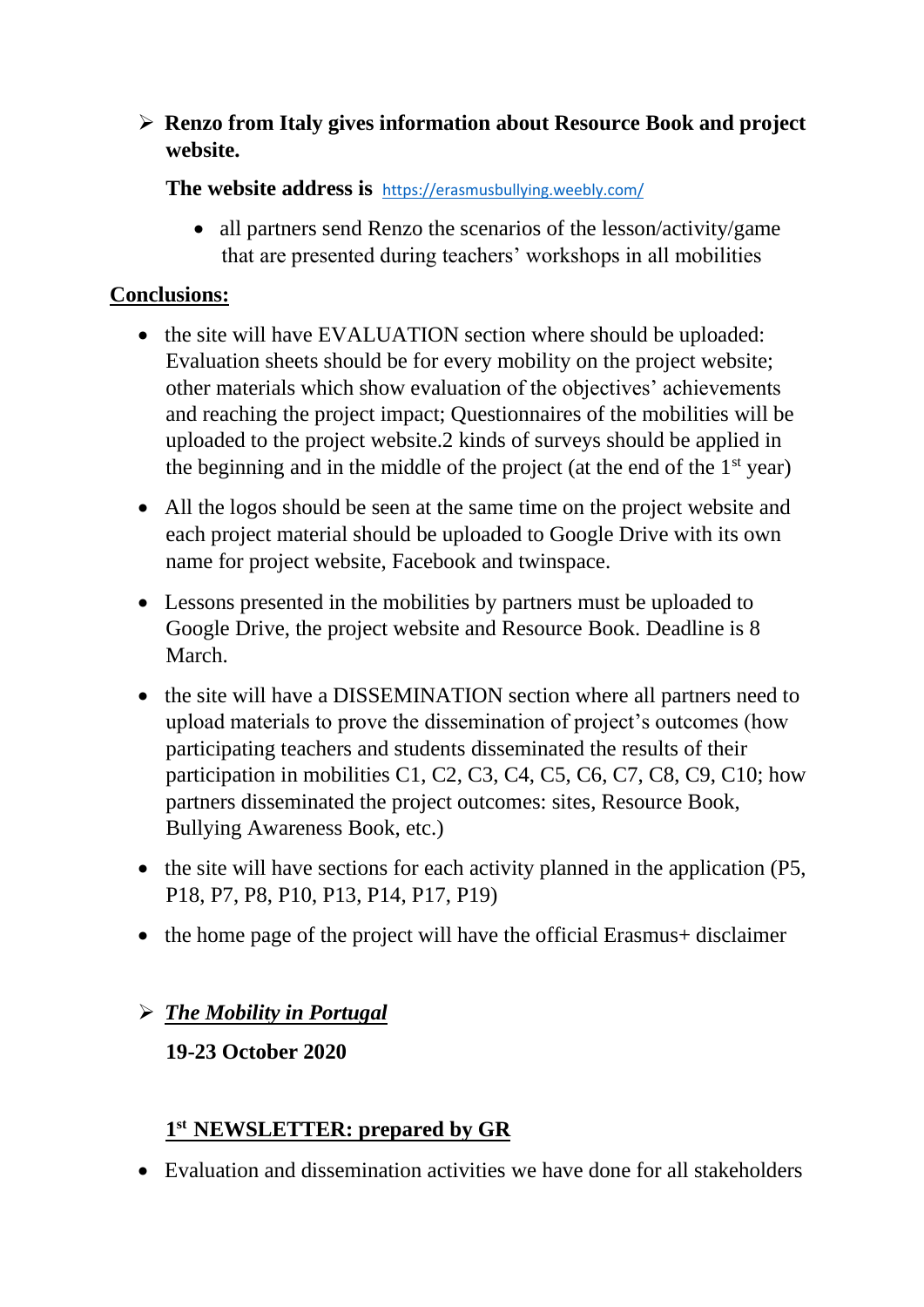- **Renzo from Italy gives information about Resource Book and project website.**

  **The website address is** https://erasmusbullying.weebly.com/

  - all partners send Renzo the scenarios of the lesson/activity/game that are presented during teachers' workshops in all mobilities

**Conclusions:**

- the site will have EVALUATION section where should be uploaded: Evaluation sheets should be for every mobility on the project website; other materials which show evaluation of the objectives' achievements and reaching the project impact; Questionnaires of the mobilities will be uploaded to the project website.2 kinds of surveys should be applied in the beginning and in the middle of the project (at the end of the 1st year)
- All the logos should be seen at the same time on the project website and each project material should be uploaded to Google Drive with its own name for project website, Facebook and twinspace.
- Lessons presented in the mobilities by partners must be uploaded to Google Drive, the project website and Resource Book. Deadline is 8 March.
- the site will have a DISSEMINATION section where all partners need to upload materials to prove the dissemination of project's outcomes (how participating teachers and students disseminated the results of their participation in mobilities C1, C2, C3, C4, C5, C6, C7, C8, C9, C10; how partners disseminated the project outcomes: sites, Resource Book, Bullying Awareness Book, etc.)
- the site will have sections for each activity planned in the application (P5, P18, P7, P8, P10, P13, P14, P17, P19)
- the home page of the project will have the official Erasmus+ disclaimer

- ***The Mobility in Portugal***

  **19-23 October 2020**

  **1st NEWSLETTER: prepared by GR**

- Evaluation and dissemination activities we have done for all stakeholders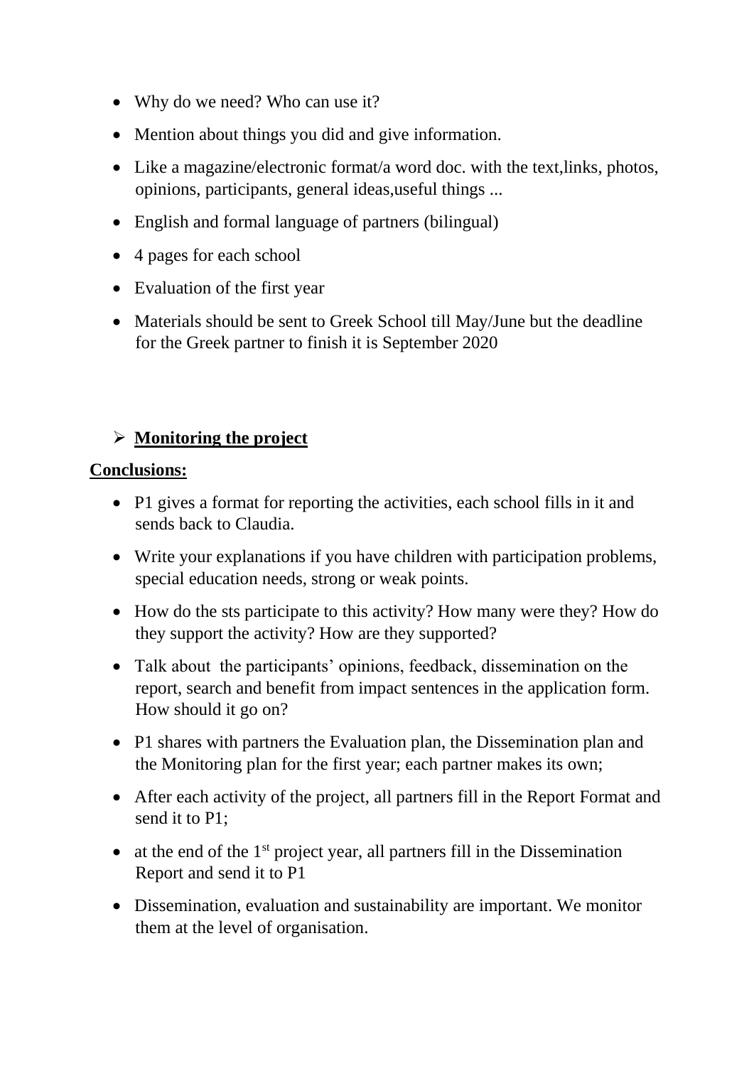- Why do we need? Who can use it?
- Mention about things you did and give information.
- Like a magazine/electronic format/a word doc. with the text,links, photos, opinions, participants, general ideas,useful things ...
- English and formal language of partners (bilingual)
- 4 pages for each school
- Evaluation of the first year
- Materials should be sent to Greek School till May/June but the deadline for the Greek partner to finish it is September 2020

➢ **Monitoring the project**

**Conclusions:**

- P1 gives a format for reporting the activities, each school fills in it and sends back to Claudia.
- Write your explanations if you have children with participation problems, special education needs, strong or weak points.
- How do the sts participate to this activity? How many were they? How do they support the activity? How are they supported?
- Talk about the participants' opinions, feedback, dissemination on the report, search and benefit from impact sentences in the application form. How should it go on?
- P1 shares with partners the Evaluation plan, the Dissemination plan and the Monitoring plan for the first year; each partner makes its own;
- After each activity of the project, all partners fill in the Report Format and send it to P1;
- at the end of the 1st project year, all partners fill in the Dissemination Report and send it to P1
- Dissemination, evaluation and sustainability are important. We monitor them at the level of organisation.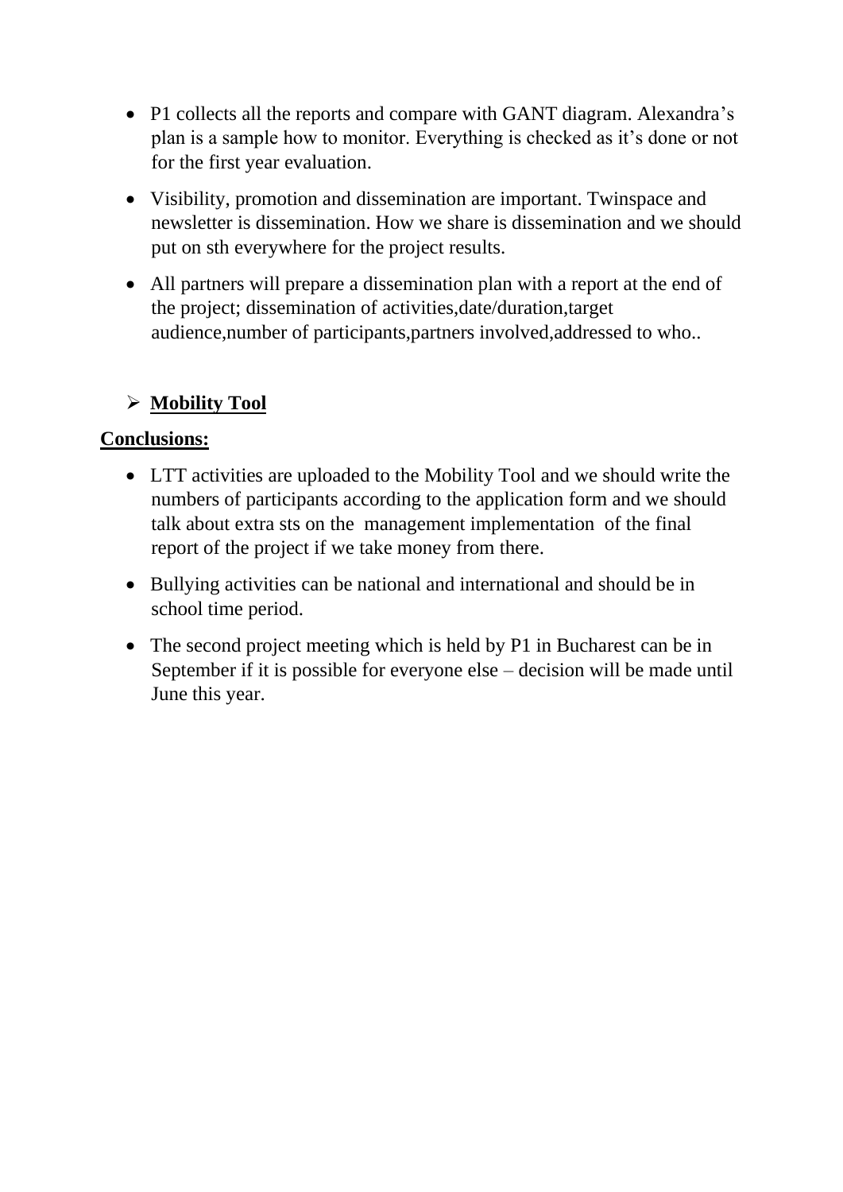- P1 collects all the reports and compare with GANT diagram. Alexandra's plan is a sample how to monitor. Everything is checked as it's done or not for the first year evaluation.
- Visibility, promotion and dissemination are important. Twinspace and newsletter is dissemination. How we share is dissemination and we should put on sth everywhere for the project results.
- All partners will prepare a dissemination plan with a report at the end of the project; dissemination of activities,date/duration,target audience,number of participants,partners involved,addressed to who..

- **<u>Mobility Tool</u>**

**<u>Conclusions:</u>**

- LTT activities are uploaded to the Mobility Tool and we should write the numbers of participants according to the application form and we should talk about extra sts on the management implementation of the final report of the project if we take money from there.
- Bullying activities can be national and international and should be in school time period.
- The second project meeting which is held by P1 in Bucharest can be in September if it is possible for everyone else – decision will be made until June this year.